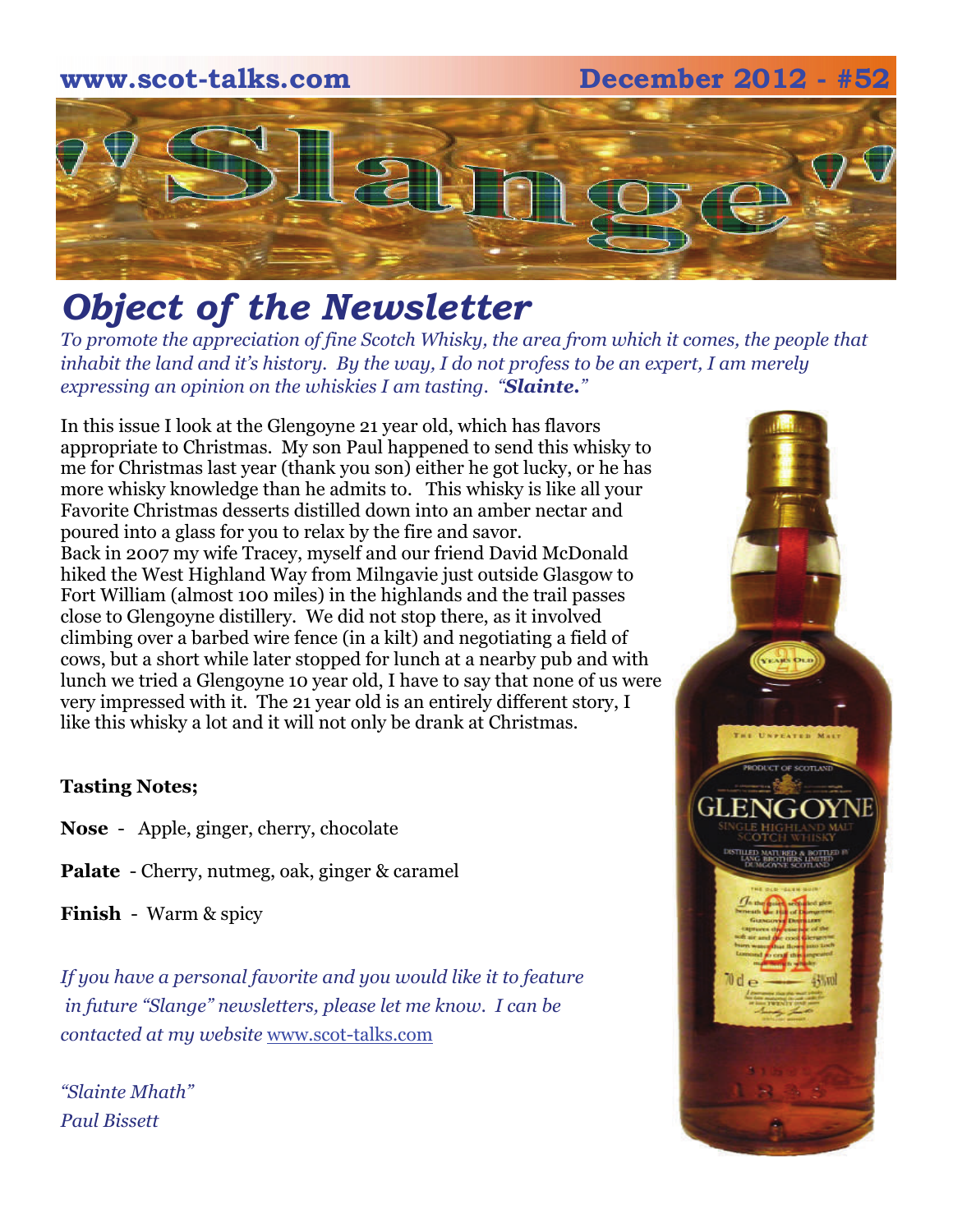www.scot-talks.com December 2012 - #52

# "Slange"

## *Object of the Newsletter*

*To promote the appreciation of fine Scotch Whisky, the area from which it comes, the people that inhabit the land and it's history. By the way, I do not profess to be an expert, I am merely expressing an opinion on the whiskies I am tasting. "**Slainte.**"*

In this issue I look at the Glengoyne 21 year old, which has flavors appropriate to Christmas. My son Paul happened to send this whisky to me for Christmas last year (thank you son) either he got lucky, or he has more whisky knowledge than he admits to. This whisky is like all your Favorite Christmas desserts distilled down into an amber nectar and poured into a glass for you to relax by the fire and savor.
Back in 2007 my wife Tracey, myself and our friend David McDonald hiked the West Highland Way from Milngavie just outside Glasgow to Fort William (almost 100 miles) in the highlands and the trail passes close to Glengoyne distillery. We did not stop there, as it involved climbing over a barbed wire fence (in a kilt) and negotiating a field of cows, but a short while later stopped for lunch at a nearby pub and with lunch we tried a Glengoyne 10 year old, I have to say that none of us were very impressed with it. The 21 year old is an entirely different story, I like this whisky a lot and it will not only be drank at Christmas.

**Tasting Notes;**

**Nose** - Apple, ginger, cherry, chocolate

**Palate** - Cherry, nutmeg, oak, ginger & caramel

**Finish** - Warm & spicy

*If you have a personal favorite and you would like it to feature in future "Slange" newsletters, please let me know. I can be contacted at my website* www.scot-talks.com

*"Slainte Mhath"*
*Paul Bissett*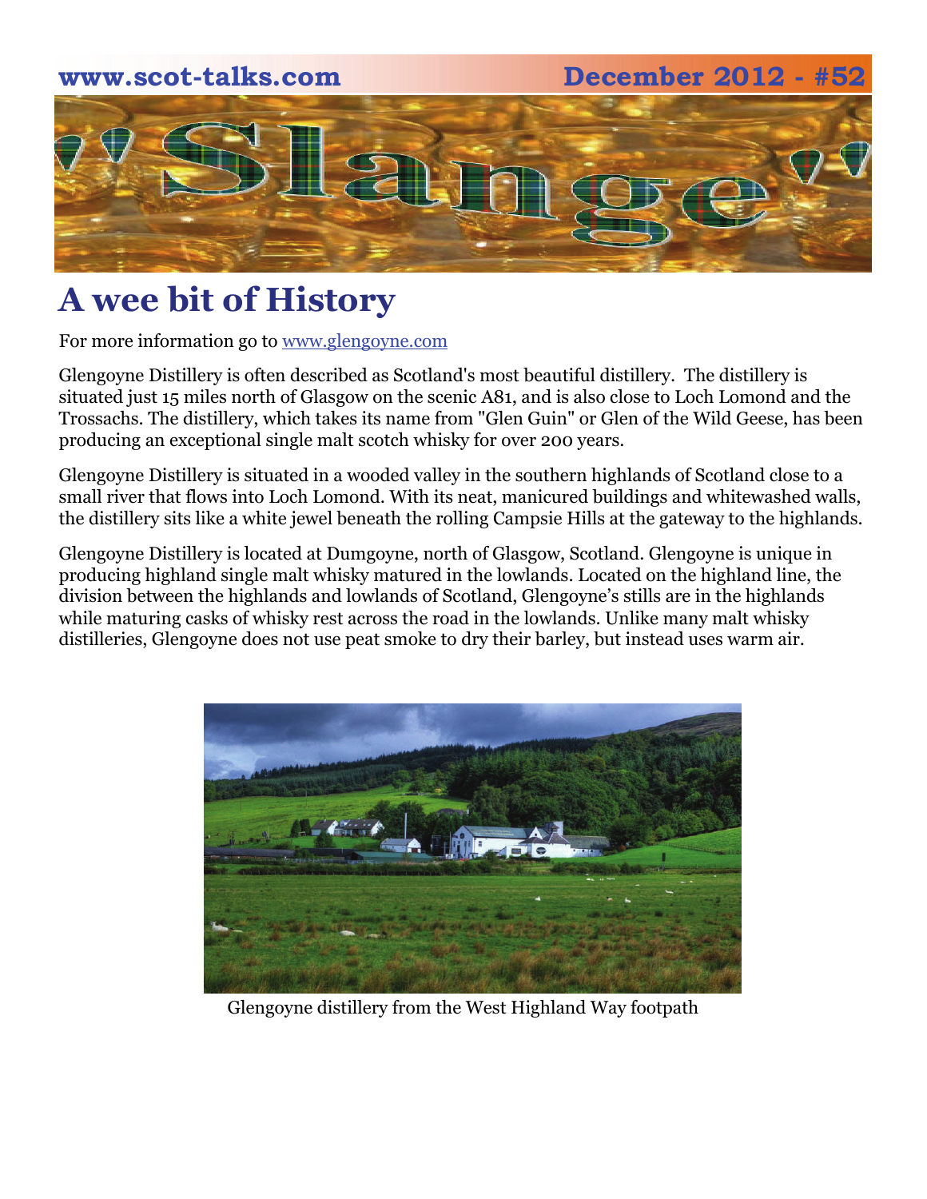# A wee bit of History

For more information go to [www.glengoyne.com](http://www.glengoyne.com)

Glengoyne Distillery is often described as Scotland's most beautiful distillery. The distillery is situated just 15 miles north of Glasgow on the scenic A81, and is also close to Loch Lomond and the Trossachs. The distillery, which takes its name from "Glen Guin" or Glen of the Wild Geese, has been producing an exceptional single malt scotch whisky for over 200 years.

Glengoyne Distillery is situated in a wooded valley in the southern highlands of Scotland close to a small river that flows into Loch Lomond. With its neat, manicured buildings and whitewashed walls, the distillery sits like a white jewel beneath the rolling Campsie Hills at the gateway to the highlands.

Glengoyne Distillery is located at Dumgoyne, north of Glasgow, Scotland. Glengoyne is unique in producing highland single malt whisky matured in the lowlands. Located on the highland line, the division between the highlands and lowlands of Scotland, Glengoyne's stills are in the highlands while maturing casks of whisky rest across the road in the lowlands. Unlike many malt whisky distilleries, Glengoyne does not use peat smoke to dry their barley, but instead uses warm air.

Glengoyne distillery from the West Highland Way footpath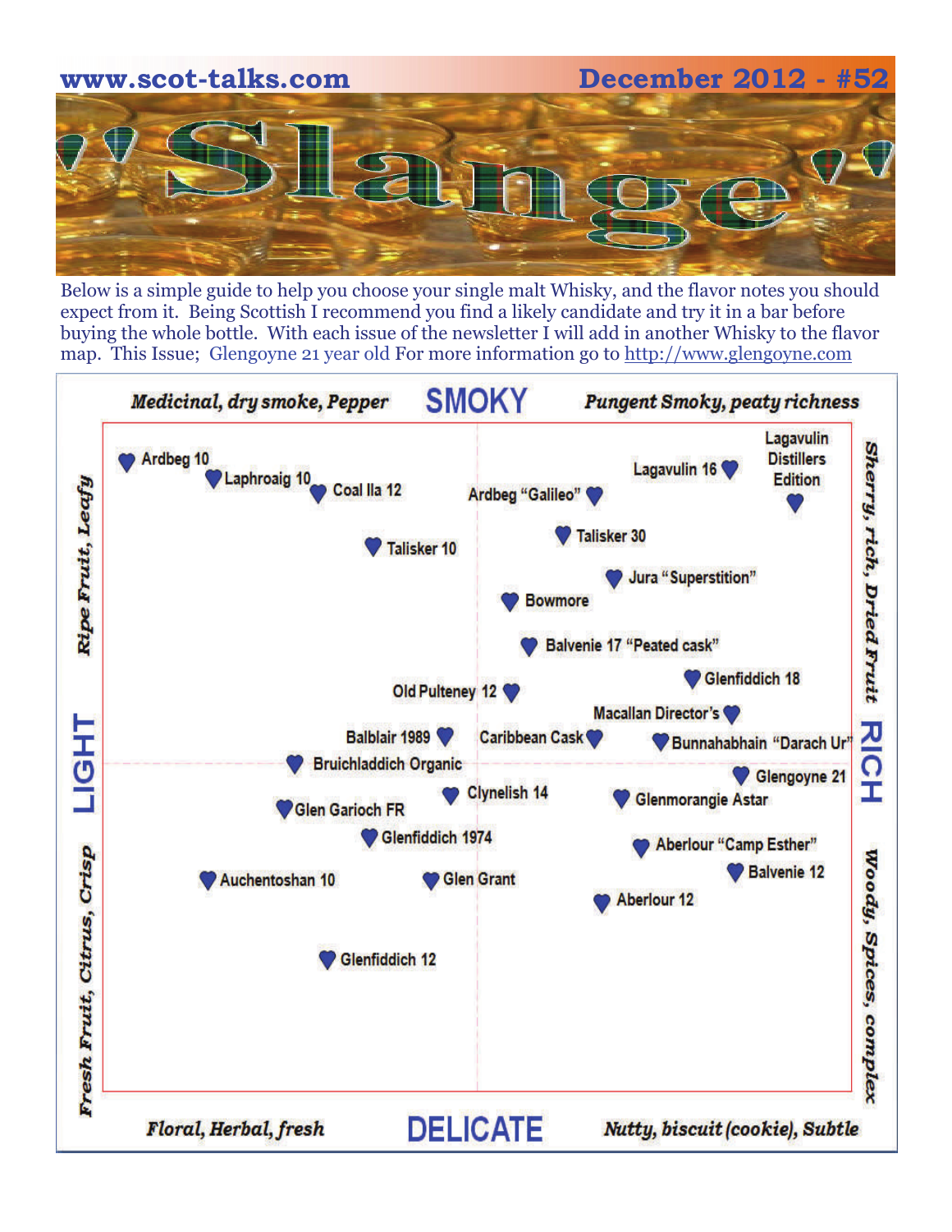# "Slange"

Below is a simple guide to help you choose your single malt Whisky, and the flavor notes you should expect from it. Being Scottish I recommend you find a likely candidate and try it in a bar before buying the whole bottle. With each issue of the newsletter I will add in another Whisky to the flavor map. This Issue; Glengoyne 21 year old For more information go to http://www.glengoyne.com

**SMOKY**

*Medicinal, dry smoke, Pepper* — *Pungent Smoky, peaty richness*

**LIGHT**: *Ripe Fruit, Leafy* / *Fresh Fruit, Citrus, Crisp*

**RICH**: *Sherry, rich, Dried Fruit* / *Woody, Spices, complex*

**DELICATE**

*Floral, Herbal, fresh* — *Nutty, biscuit (cookie), Subtle*

Ardbeg 10

Laphroaig 10

Coal Ila 12

Ardbeg "Galileo"

Lagavulin 16

Lagavulin Distillers Edition

Talisker 10

Talisker 30

Jura "Superstition"

Bowmore

Balvenie 17 "Peated cask"

Old Pulteney 12

Glenfiddich 18

Macallan Director's

Balblair 1989

Caribbean Cask

Bunnahabhain "Darach Ur"

Bruichladdich Organic

Glengoyne 21

Clynelish 14

Glenmorangie Astar

Glen Garioch FR

Glenfiddich 1974

Aberlour "Camp Esther"

Balvenie 12

Auchentoshan 10

Glen Grant

Aberlour 12

Glenfiddich 12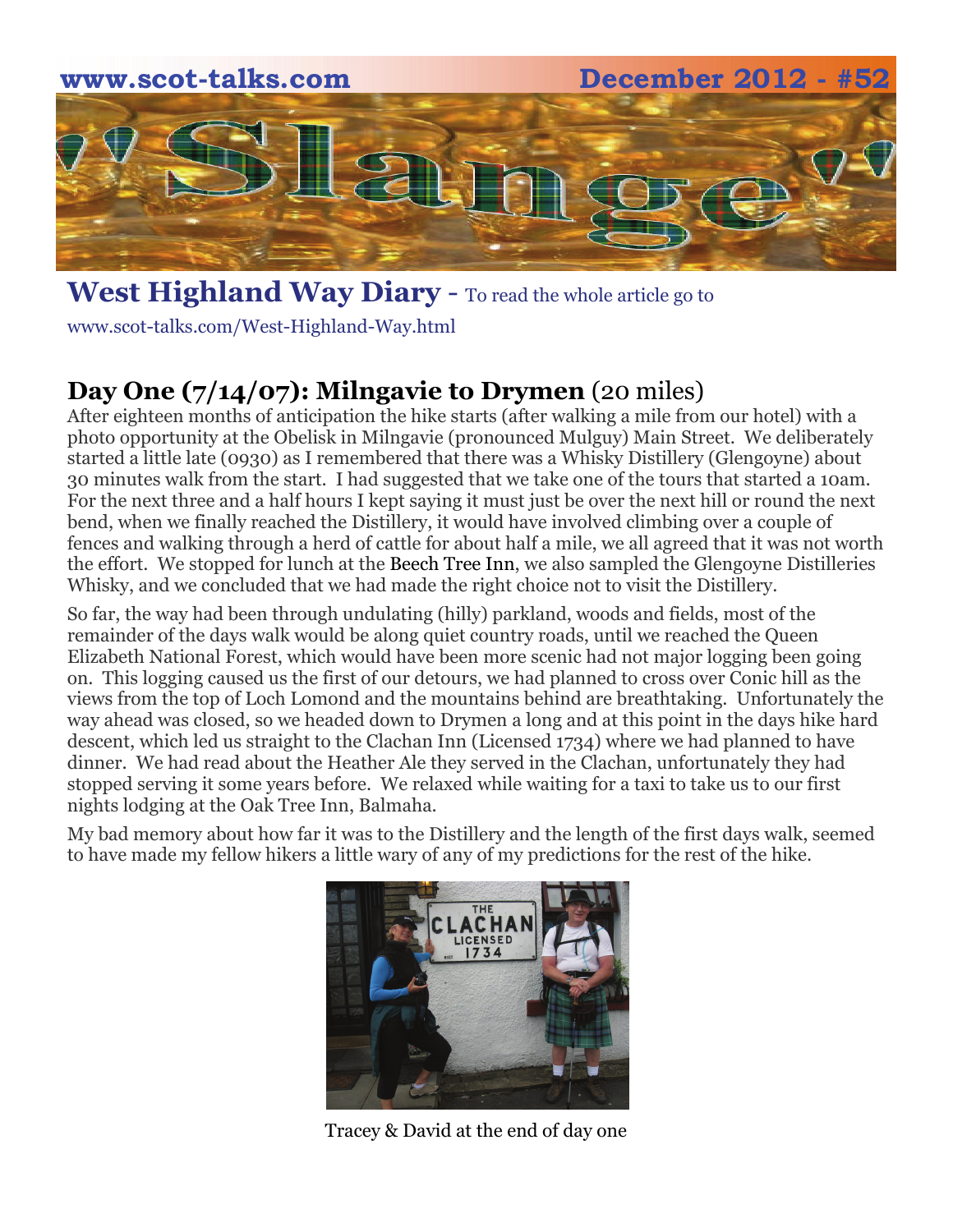## West Highland Way Diary - To read the whole article go to

www.scot-talks.com/West-Highland-Way.html

## Day One (7/14/07): Milngavie to Drymen (20 miles)

After eighteen months of anticipation the hike starts (after walking a mile from our hotel) with a photo opportunity at the Obelisk in Milngavie (pronounced Mulguy) Main Street. We deliberately started a little late (0930) as I remembered that there was a Whisky Distillery (Glengoyne) about 30 minutes walk from the start. I had suggested that we take one of the tours that started a 10am. For the next three and a half hours I kept saying it must just be over the next hill or round the next bend, when we finally reached the Distillery, it would have involved climbing over a couple of fences and walking through a herd of cattle for about half a mile, we all agreed that it was not worth the effort. We stopped for lunch at the Beech Tree Inn, we also sampled the Glengoyne Distilleries Whisky, and we concluded that we had made the right choice not to visit the Distillery.

So far, the way had been through undulating (hilly) parkland, woods and fields, most of the remainder of the days walk would be along quiet country roads, until we reached the Queen Elizabeth National Forest, which would have been more scenic had not major logging been going on. This logging caused us the first of our detours, we had planned to cross over Conic hill as the views from the top of Loch Lomond and the mountains behind are breathtaking. Unfortunately the way ahead was closed, so we headed down to Drymen a long and at this point in the days hike hard descent, which led us straight to the Clachan Inn (Licensed 1734) where we had planned to have dinner. We had read about the Heather Ale they served in the Clachan, unfortunately they had stopped serving it some years before. We relaxed while waiting for a taxi to take us to our first nights lodging at the Oak Tree Inn, Balmaha.

My bad memory about how far it was to the Distillery and the length of the first days walk, seemed to have made my fellow hikers a little wary of any of my predictions for the rest of the hike.

Tracey & David at the end of day one